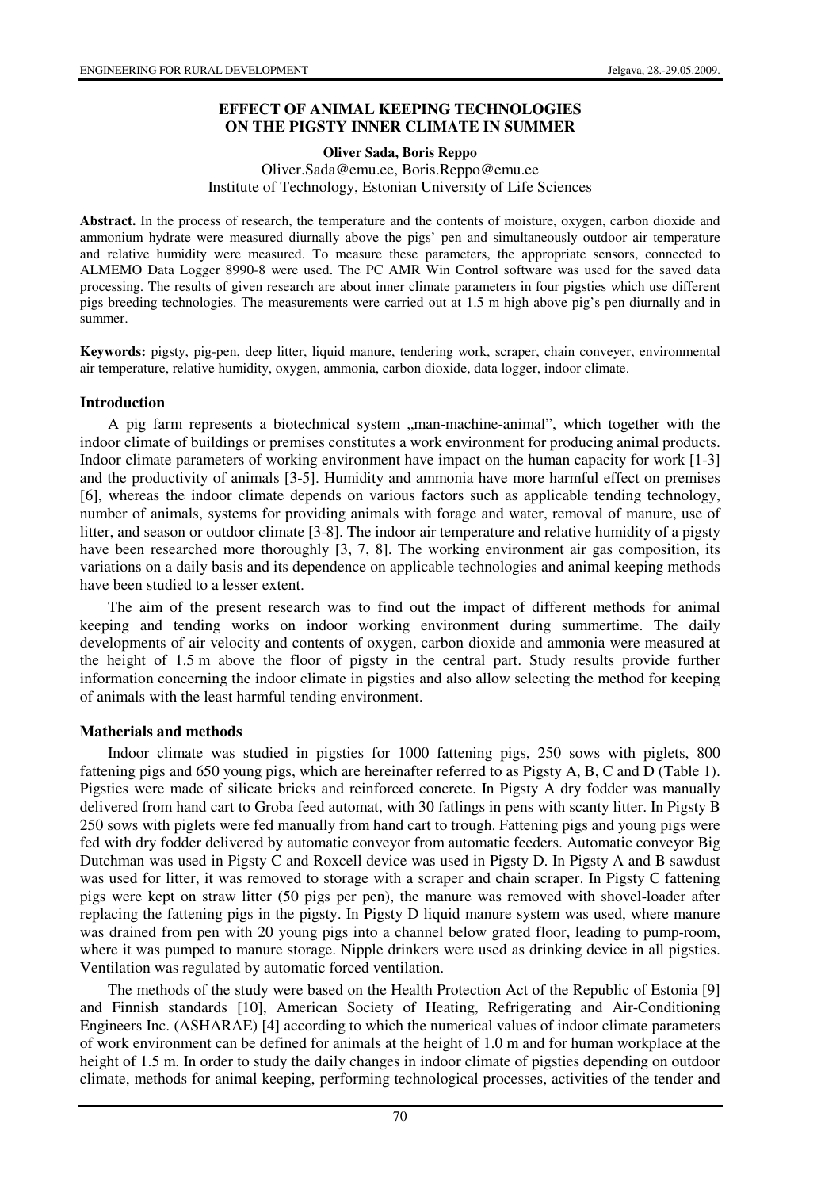# EFFECT OF ANIMAL KEEPING TECHNOLOGIES ON THE PIGSTY INNER CLIMATE IN SUMMER

**Oliver Sada, Boris Reppo**

Oliver.Sada@emu.ee, Boris.Reppo@emu.ee

Institute of Technology, Estonian University of Life Sciences

**Abstract.** In the process of research, the temperature and the contents of moisture, oxygen, carbon dioxide and ammonium hydrate were measured diurnally above the pigs' pen and simultaneously outdoor air temperature and relative humidity were measured. To measure these parameters, the appropriate sensors, connected to ALMEMO Data Logger 8990-8 were used. The PC AMR Win Control software was used for the saved data processing. The results of given research are about inner climate parameters in four pigsties which use different pigs breeding technologies. The measurements were carried out at 1.5 m high above pig's pen diurnally and in summer.

**Keywords:** pigsty, pig-pen, deep litter, liquid manure, tendering work, scraper, chain conveyer, environmental air temperature, relative humidity, oxygen, ammonia, carbon dioxide, data logger, indoor climate.

## Introduction

A pig farm represents a biotechnical system „man-machine-animal", which together with the indoor climate of buildings or premises constitutes a work environment for producing animal products. Indoor climate parameters of working environment have impact on the human capacity for work [1-3] and the productivity of animals [3-5]. Humidity and ammonia have more harmful effect on premises [6], whereas the indoor climate depends on various factors such as applicable tending technology, number of animals, systems for providing animals with forage and water, removal of manure, use of litter, and season or outdoor climate [3-8]. The indoor air temperature and relative humidity of a pigsty have been researched more thoroughly [3, 7, 8]. The working environment air gas composition, its variations on a daily basis and its dependence on applicable technologies and animal keeping methods have been studied to a lesser extent.

The aim of the present research was to find out the impact of different methods for animal keeping and tending works on indoor working environment during summertime. The daily developments of air velocity and contents of oxygen, carbon dioxide and ammonia were measured at the height of 1.5 m above the floor of pigsty in the central part. Study results provide further information concerning the indoor climate in pigsties and also allow selecting the method for keeping of animals with the least harmful tending environment.

## Matherials and methods

Indoor climate was studied in pigsties for 1000 fattening pigs, 250 sows with piglets, 800 fattening pigs and 650 young pigs, which are hereinafter referred to as Pigsty A, B, C and D (Table 1). Pigsties were made of silicate bricks and reinforced concrete. In Pigsty A dry fodder was manually delivered from hand cart to Groba feed automat, with 30 fatlings in pens with scanty litter. In Pigsty B 250 sows with piglets were fed manually from hand cart to trough. Fattening pigs and young pigs were fed with dry fodder delivered by automatic conveyor from automatic feeders. Automatic conveyor Big Dutchman was used in Pigsty C and Roxcell device was used in Pigsty D. In Pigsty A and B sawdust was used for litter, it was removed to storage with a scraper and chain scraper. In Pigsty C fattening pigs were kept on straw litter (50 pigs per pen), the manure was removed with shovel-loader after replacing the fattening pigs in the pigsty. In Pigsty D liquid manure system was used, where manure was drained from pen with 20 young pigs into a channel below grated floor, leading to pump-room, where it was pumped to manure storage. Nipple drinkers were used as drinking device in all pigsties. Ventilation was regulated by automatic forced ventilation.

The methods of the study were based on the Health Protection Act of the Republic of Estonia [9] and Finnish standards [10], American Society of Heating, Refrigerating and Air-Conditioning Engineers Inc. (ASHARAE) [4] according to which the numerical values of indoor climate parameters of work environment can be defined for animals at the height of 1.0 m and for human workplace at the height of 1.5 m. In order to study the daily changes in indoor climate of pigsties depending on outdoor climate, methods for animal keeping, performing technological processes, activities of the tender and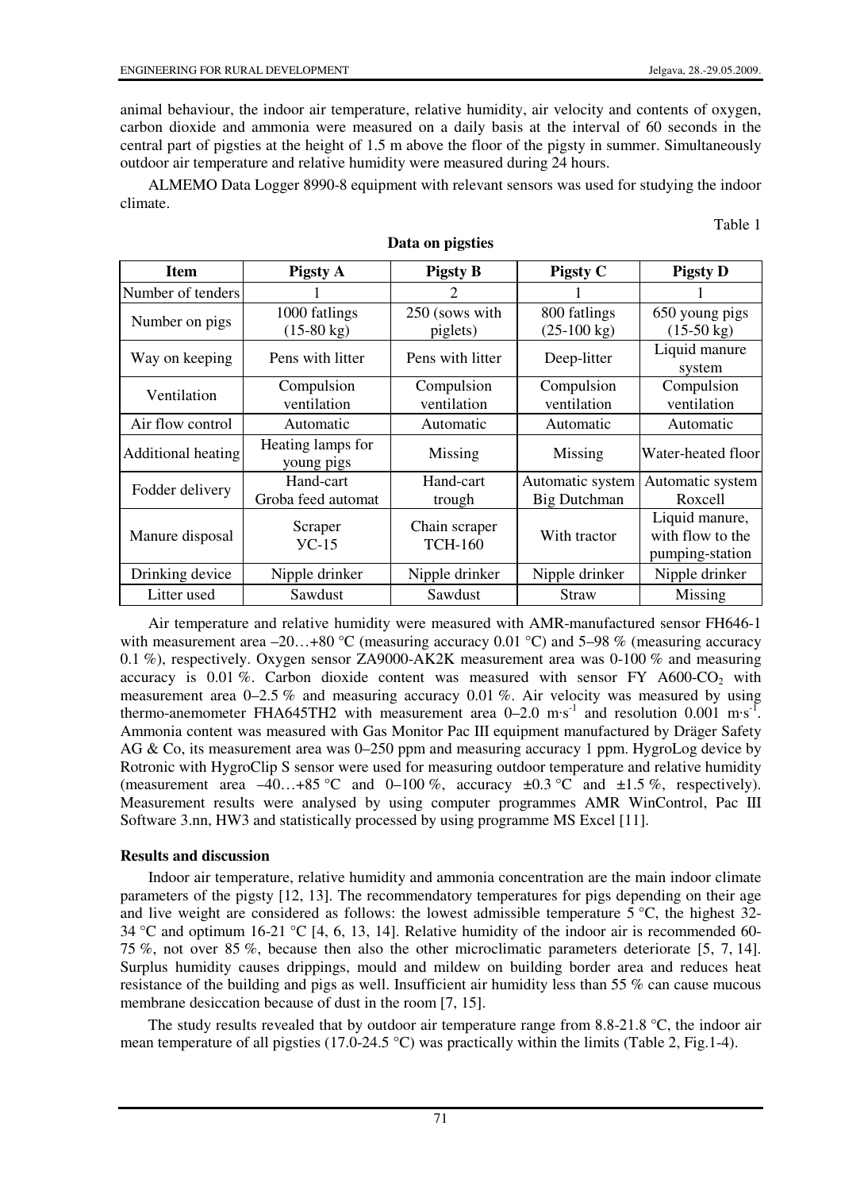animal behaviour, the indoor air temperature, relative humidity, air velocity and contents of oxygen, carbon dioxide and ammonia were measured on a daily basis at the interval of 60 seconds in the central part of pigsties at the height of 1.5 m above the floor of the pigsty in summer. Simultaneously outdoor air temperature and relative humidity were measured during 24 hours.

ALMEMO Data Logger 8990-8 equipment with relevant sensors was used for studying the indoor climate.

Table 1

**Data on pigsties**

| Item | Pigsty A | Pigsty B | Pigsty C | Pigsty D |
|---|---|---|---|---|
| Number of tenders | 1 | 2 | 1 | 1 |
| Number on pigs | 1000 fatlings (15-80 kg) | 250 (sows with piglets) | 800 fatlings (25-100 kg) | 650 young pigs (15-50 kg) |
| Way on keeping | Pens with litter | Pens with litter | Deep-litter | Liquid manure system |
| Ventilation | Compulsion ventilation | Compulsion ventilation | Compulsion ventilation | Compulsion ventilation |
| Air flow control | Automatic | Automatic | Automatic | Automatic |
| Additional heating | Heating lamps for young pigs | Missing | Missing | Water-heated floor |
| Fodder delivery | Hand-cart Groba feed automat | Hand-cart trough | Automatic system Big Dutchman | Automatic system Roxcell |
| Manure disposal | Scraper УС-15 | Chain scraper ТСН-160 | With tractor | Liquid manure, with flow to the pumping-station |
| Drinking device | Nipple drinker | Nipple drinker | Nipple drinker | Nipple drinker |
| Litter used | Sawdust | Sawdust | Straw | Missing |

Air temperature and relative humidity were measured with AMR-manufactured sensor FH646-1 with measurement area –20…+80 °C (measuring accuracy 0.01 °C) and 5–98 % (measuring accuracy 0.1 %), respectively. Oxygen sensor ZA9000-AK2K measurement area was 0-100 % and measuring accuracy is 0.01 %. Carbon dioxide content was measured with sensor FY A600-$CO_2$ with measurement area 0–2.5 % and measuring accuracy 0.01 %. Air velocity was measured by using thermo-anemometer FHA645TH2 with measurement area 0–2.0 $m \cdot s^{-1}$ and resolution 0.001 $m \cdot s^{-1}$. Ammonia content was measured with Gas Monitor Pac III equipment manufactured by Dräger Safety AG & Co, its measurement area was 0–250 ppm and measuring accuracy 1 ppm. HygroLog device by Rotronic with HygroClip S sensor were used for measuring outdoor temperature and relative humidity (measurement area –40…+85 °C and 0–100 %, accuracy ±0.3 °C and ±1.5 %, respectively). Measurement results were analysed by using computer programmes AMR WinControl, Pac III Software 3.nn, HW3 and statistically processed by using programme MS Excel [11].

## Results and discussion

Indoor air temperature, relative humidity and ammonia concentration are the main indoor climate parameters of the pigsty [12, 13]. The recommendatory temperatures for pigs depending on their age and live weight are considered as follows: the lowest admissible temperature 5 °C, the highest 32-34 °C and optimum 16-21 °C [4, 6, 13, 14]. Relative humidity of the indoor air is recommended 60-75 %, not over 85 %, because then also the other microclimatic parameters deteriorate [5, 7, 14]. Surplus humidity causes drippings, mould and mildew on building border area and reduces heat resistance of the building and pigs as well. Insufficient air humidity less than 55 % can cause mucous membrane desiccation because of dust in the room [7, 15].

The study results revealed that by outdoor air temperature range from 8.8-21.8 °C, the indoor air mean temperature of all pigsties (17.0-24.5 °C) was practically within the limits (Table 2, Fig.1-4).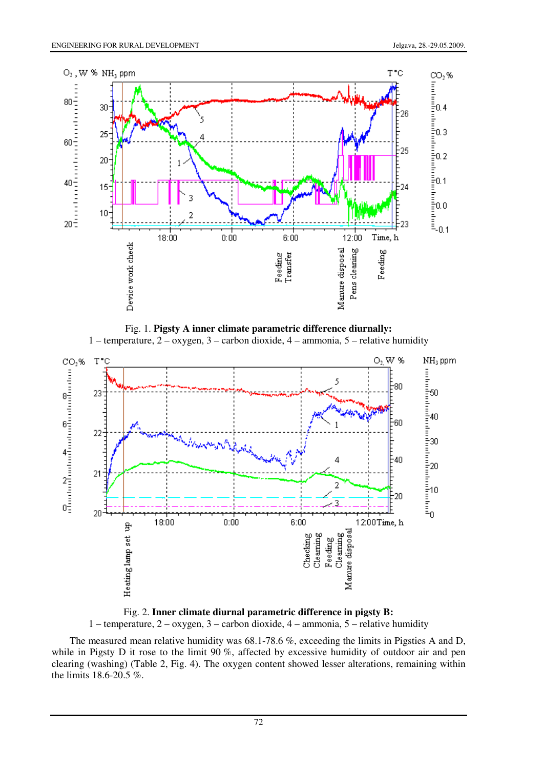Fig. 1. **Pigsty A inner climate parametric difference diurnally:**
1 – temperature, 2 – oxygen, 3 – carbon dioxide, 4 – ammonia, 5 – relative humidity

Fig. 2. **Inner climate diurnal parametric difference in pigsty B:**
1 – temperature, 2 – oxygen, 3 – carbon dioxide, 4 – ammonia, 5 – relative humidity

The measured mean relative humidity was 68.1-78.6 %, exceeding the limits in Pigsties A and D, while in Pigsty D it rose to the limit 90 %, affected by excessive humidity of outdoor air and pen clearing (washing) (Table 2, Fig. 4). The oxygen content showed lesser alterations, remaining within the limits 18.6-20.5 %.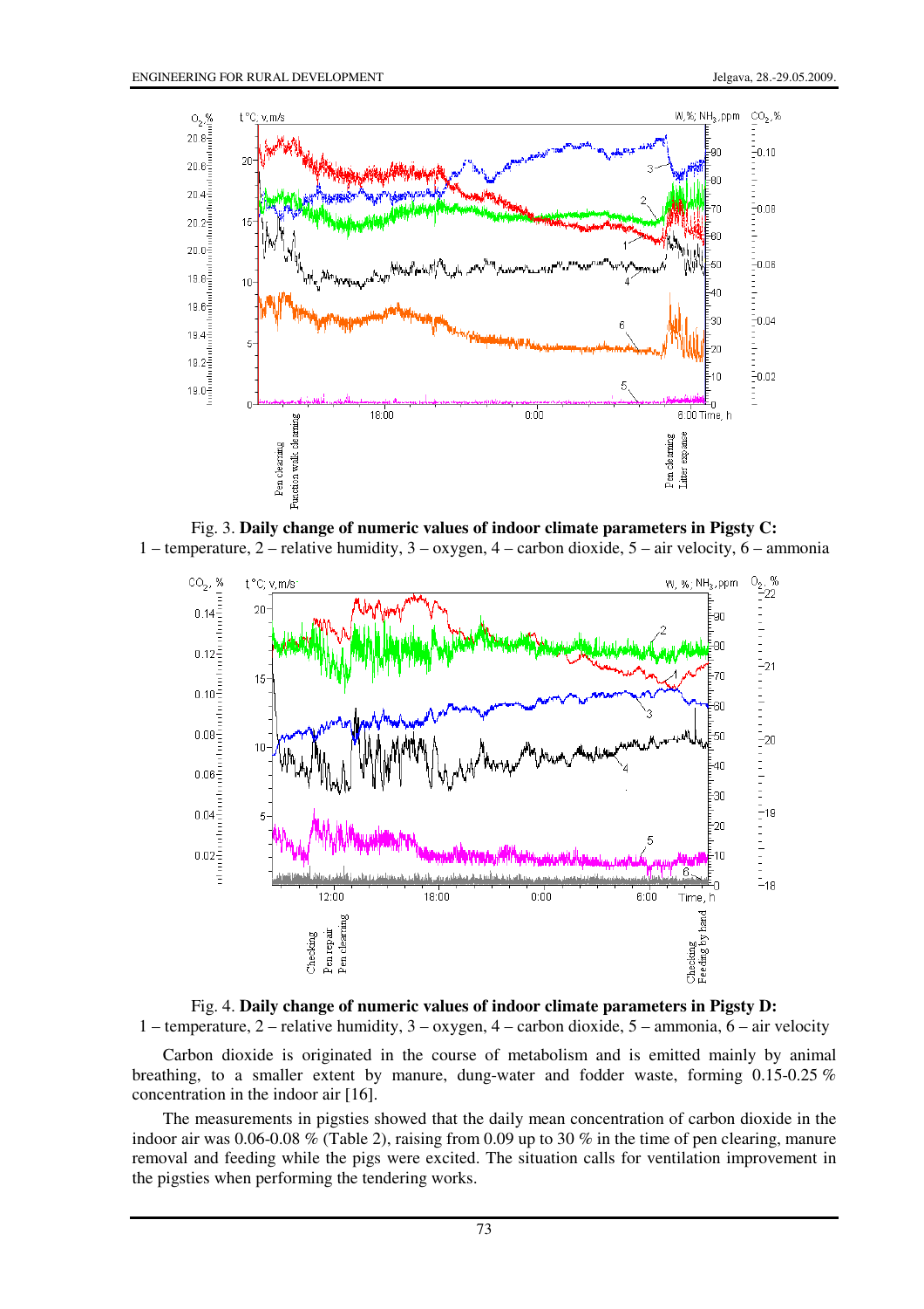Fig. 3. **Daily change of numeric values of indoor climate parameters in Pigsty C:** 1 – temperature, 2 – relative humidity, 3 – oxygen, 4 – carbon dioxide, 5 – air velocity, 6 – ammonia

Fig. 4. **Daily change of numeric values of indoor climate parameters in Pigsty D:** 1 – temperature, 2 – relative humidity, 3 – oxygen, 4 – carbon dioxide, 5 – ammonia, 6 – air velocity

Carbon dioxide is originated in the course of metabolism and is emitted mainly by animal breathing, to a smaller extent by manure, dung-water and fodder waste, forming 0.15-0.25 % concentration in the indoor air [16].

The measurements in pigsties showed that the daily mean concentration of carbon dioxide in the indoor air was 0.06-0.08 % (Table 2), raising from 0.09 up to 30 % in the time of pen clearing, manure removal and feeding while the pigs were excited. The situation calls for ventilation improvement in the pigsties when performing the tendering works.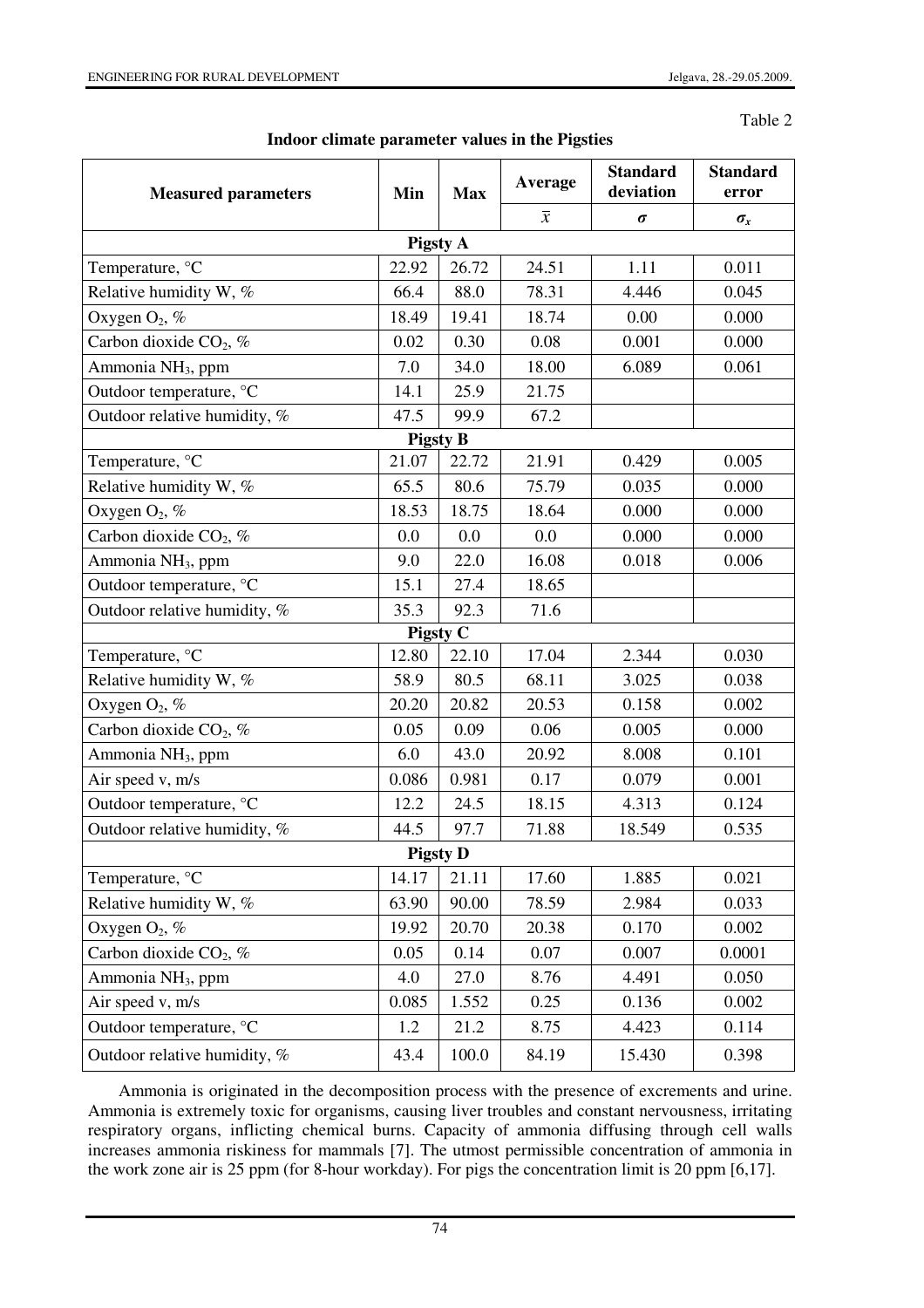Table 2

**Indoor climate parameter values in the Pigsties**

| Measured parameters | Min | Max | Average | Standard deviation | Standard error |
|---|---|---|---|---|---|
| | | | $\bar{x}$ | $\sigma$ | $\sigma_x$ |
| **Pigsty A** | | | | | |
| Temperature, °C | 22.92 | 26.72 | 24.51 | 1.11 | 0.011 |
| Relative humidity W, % | 66.4 | 88.0 | 78.31 | 4.446 | 0.045 |
| Oxygen $O_2$, % | 18.49 | 19.41 | 18.74 | 0.00 | 0.000 |
| Carbon dioxide $CO_2$, % | 0.02 | 0.30 | 0.08 | 0.001 | 0.000 |
| Ammonia $NH_3$, ppm | 7.0 | 34.0 | 18.00 | 6.089 | 0.061 |
| Outdoor temperature, °C | 14.1 | 25.9 | 21.75 | | |
| Outdoor relative humidity, % | 47.5 | 99.9 | 67.2 | | |
| **Pigsty B** | | | | | |
| Temperature, °C | 21.07 | 22.72 | 21.91 | 0.429 | 0.005 |
| Relative humidity W, % | 65.5 | 80.6 | 75.79 | 0.035 | 0.000 |
| Oxygen $O_2$, % | 18.53 | 18.75 | 18.64 | 0.000 | 0.000 |
| Carbon dioxide $CO_2$, % | 0.0 | 0.0 | 0.0 | 0.000 | 0.000 |
| Ammonia $NH_3$, ppm | 9.0 | 22.0 | 16.08 | 0.018 | 0.006 |
| Outdoor temperature, °C | 15.1 | 27.4 | 18.65 | | |
| Outdoor relative humidity, % | 35.3 | 92.3 | 71.6 | | |
| **Pigsty C** | | | | | |
| Temperature, °C | 12.80 | 22.10 | 17.04 | 2.344 | 0.030 |
| Relative humidity W, % | 58.9 | 80.5 | 68.11 | 3.025 | 0.038 |
| Oxygen $O_2$, % | 20.20 | 20.82 | 20.53 | 0.158 | 0.002 |
| Carbon dioxide $CO_2$, % | 0.05 | 0.09 | 0.06 | 0.005 | 0.000 |
| Ammonia $NH_3$, ppm | 6.0 | 43.0 | 20.92 | 8.008 | 0.101 |
| Air speed v, m/s | 0.086 | 0.981 | 0.17 | 0.079 | 0.001 |
| Outdoor temperature, °C | 12.2 | 24.5 | 18.15 | 4.313 | 0.124 |
| Outdoor relative humidity, % | 44.5 | 97.7 | 71.88 | 18.549 | 0.535 |
| **Pigsty D** | | | | | |
| Temperature, °C | 14.17 | 21.11 | 17.60 | 1.885 | 0.021 |
| Relative humidity W, % | 63.90 | 90.00 | 78.59 | 2.984 | 0.033 |
| Oxygen $O_2$, % | 19.92 | 20.70 | 20.38 | 0.170 | 0.002 |
| Carbon dioxide $CO_2$, % | 0.05 | 0.14 | 0.07 | 0.007 | 0.0001 |
| Ammonia $NH_3$, ppm | 4.0 | 27.0 | 8.76 | 4.491 | 0.050 |
| Air speed v, m/s | 0.085 | 1.552 | 0.25 | 0.136 | 0.002 |
| Outdoor temperature, °C | 1.2 | 21.2 | 8.75 | 4.423 | 0.114 |
| Outdoor relative humidity, % | 43.4 | 100.0 | 84.19 | 15.430 | 0.398 |

Ammonia is originated in the decomposition process with the presence of excrements and urine. Ammonia is extremely toxic for organisms, causing liver troubles and constant nervousness, irritating respiratory organs, inflicting chemical burns. Capacity of ammonia diffusing through cell walls increases ammonia riskiness for mammals [7]. The utmost permissible concentration of ammonia in the work zone air is 25 ppm (for 8-hour workday). For pigs the concentration limit is 20 ppm [6,17].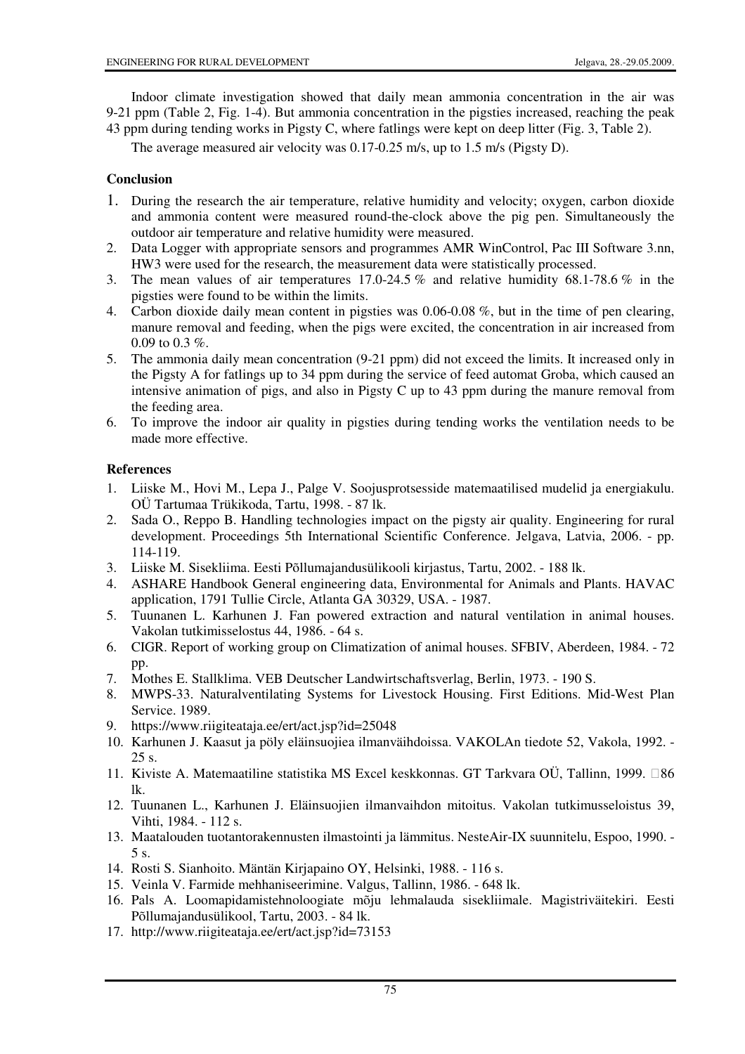Indoor climate investigation showed that daily mean ammonia concentration in the air was 9-21 ppm (Table 2, Fig. 1-4). But ammonia concentration in the pigsties increased, reaching the peak 43 ppm during tending works in Pigsty C, where fatlings were kept on deep litter (Fig. 3, Table 2).

The average measured air velocity was 0.17-0.25 m/s, up to 1.5 m/s (Pigsty D).

**Conclusion**

1. During the research the air temperature, relative humidity and velocity; oxygen, carbon dioxide and ammonia content were measured round-the-clock above the pig pen. Simultaneously the outdoor air temperature and relative humidity were measured.
2. Data Logger with appropriate sensors and programmes AMR WinControl, Pac III Software 3.nn, HW3 were used for the research, the measurement data were statistically processed.
3. The mean values of air temperatures 17.0-24.5 % and relative humidity 68.1-78.6 % in the pigsties were found to be within the limits.
4. Carbon dioxide daily mean content in pigsties was 0.06-0.08 %, but in the time of pen clearing, manure removal and feeding, when the pigs were excited, the concentration in air increased from 0.09 to 0.3 %.
5. The ammonia daily mean concentration (9-21 ppm) did not exceed the limits. It increased only in the Pigsty A for fatlings up to 34 ppm during the service of feed automat Groba, which caused an intensive animation of pigs, and also in Pigsty C up to 43 ppm during the manure removal from the feeding area.
6. To improve the indoor air quality in pigsties during tending works the ventilation needs to be made more effective.

**References**

1. Liiske M., Hovi M., Lepa J., Palge V. Soojusprotsesside matemaatilised mudelid ja energiakulu. OÜ Tartumaa Trükikoda, Tartu, 1998. - 87 lk.
2. Sada O., Reppo B. Handling technologies impact on the pigsty air quality. Engineering for rural development. Proceedings 5th International Scientific Conference. Jelgava, Latvia, 2006. - pp. 114-119.
3. Liiske M. Sisekliima. Eesti Põllumajandusülikooli kirjastus, Tartu, 2002. - 188 lk.
4. ASHARE Handbook General engineering data, Environmental for Animals and Plants. HAVAC application, 1791 Tullie Circle, Atlanta GA 30329, USA. - 1987.
5. Tuunanen L. Karhunen J. Fan powered extraction and natural ventilation in animal houses. Vakolan tutkimisselostus 44, 1986. - 64 s.
6. CIGR. Report of working group on Climatization of animal houses. SFBIV, Aberdeen, 1984. - 72 pp.
7. Mothes E. Stallklima. VEB Deutscher Landwirtschaftsverlag, Berlin, 1973. - 190 S.
8. MWPS-33. Naturalventilating Systems for Livestock Housing. First Editions. Mid-West Plan Service. 1989.
9. https://www.riigiteataja.ee/ert/act.jsp?id=25048
10. Karhunen J. Kaasut ja pöly eläinsuojiea ilmanväihdoissa. VAKOLAn tiedote 52, Vakola, 1992. - 25 s.
11. Kiviste A. Matemaatiline statistika MS Excel keskkonnas. GT Tarkvara OÜ, Tallinn, 1999. - 86 lk.
12. Tuunanen L., Karhunen J. Eläinsuojien ilmanvaihdon mitoitus. Vakolan tutkimusseloistus 39, Vihti, 1984. - 112 s.
13. Maatalouden tuotantorakennusten ilmastointi ja lämmitus. NesteAir-IX suunnitelu, Espoo, 1990. - 5 s.
14. Rosti S. Sianhoito. Mäntän Kirjapaino OY, Helsinki, 1988. - 116 s.
15. Veinla V. Farmide mehhaniseerimine. Valgus, Tallinn, 1986. - 648 lk.
16. Pals A. Loomapidamistehnoloogiate mõju lehmalauda sisekliimale. Magistriväitekiri. Eesti Põllumajandusülikool, Tartu, 2003. - 84 lk.
17. http://www.riigiteataja.ee/ert/act.jsp?id=73153